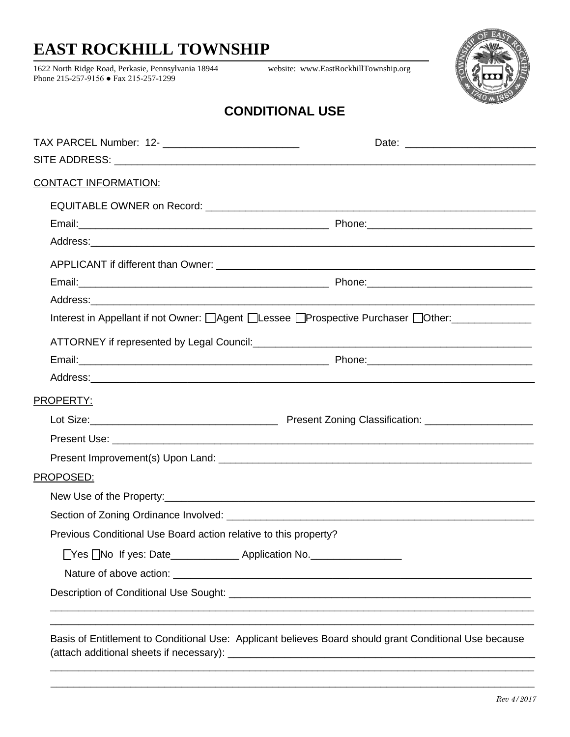# EAST ROCKHILL TOWNSHIP

1622 North Ridge Road, Perkasie, Pennsylvania 18944 website: www.EastRockhillTownship.org
Phone 215-257-9156 ● Fax 215-257-1299

## CONDITIONAL USE

TAX PARCEL Number: 12- ________________________ Date: _______________________

SITE ADDRESS: ___________________________________________________________________________

CONTACT INFORMATION:

EQUITABLE OWNER on Record: ____________________________________________________________

Email:_____________________________________________ Phone:_____________________________

Address:______________________________________________________________________________

APPLICANT if different than Owner: ______________________________________________________

Email:_____________________________________________ Phone:_____________________________

Address:______________________________________________________________________________

Interest in Appellant if not Owner: ☐Agent ☐Lessee ☐Prospective Purchaser ☐Other:______________

ATTORNEY if represented by Legal Council:_________________________________________________

Email:_____________________________________________ Phone:_____________________________

Address:______________________________________________________________________________

PROPERTY:

Lot Size:_________________________________ Present Zoning Classification: ___________________

Present Use: __________________________________________________________________________

Present Improvement(s) Upon Land: _______________________________________________________

PROPOSED:

New Use of the Property:________________________________________________________________

Section of Zoning Ordinance Involved: ______________________________________________________

Previous Conditional Use Board action relative to this property?

☐Yes ☐No If yes: Date____________ Application No.________________

Nature of above action: _________________________________________________________________

Description of Conditional Use Sought: _____________________________________________________

______________________________________________________________________________________

______________________________________________________________________________________

Basis of Entitlement to Conditional Use: Applicant believes Board should grant Conditional Use because (attach additional sheets if necessary): ___________________________________________________

______________________________________________________________________________________

______________________________________________________________________________________

*Rev 4/2017*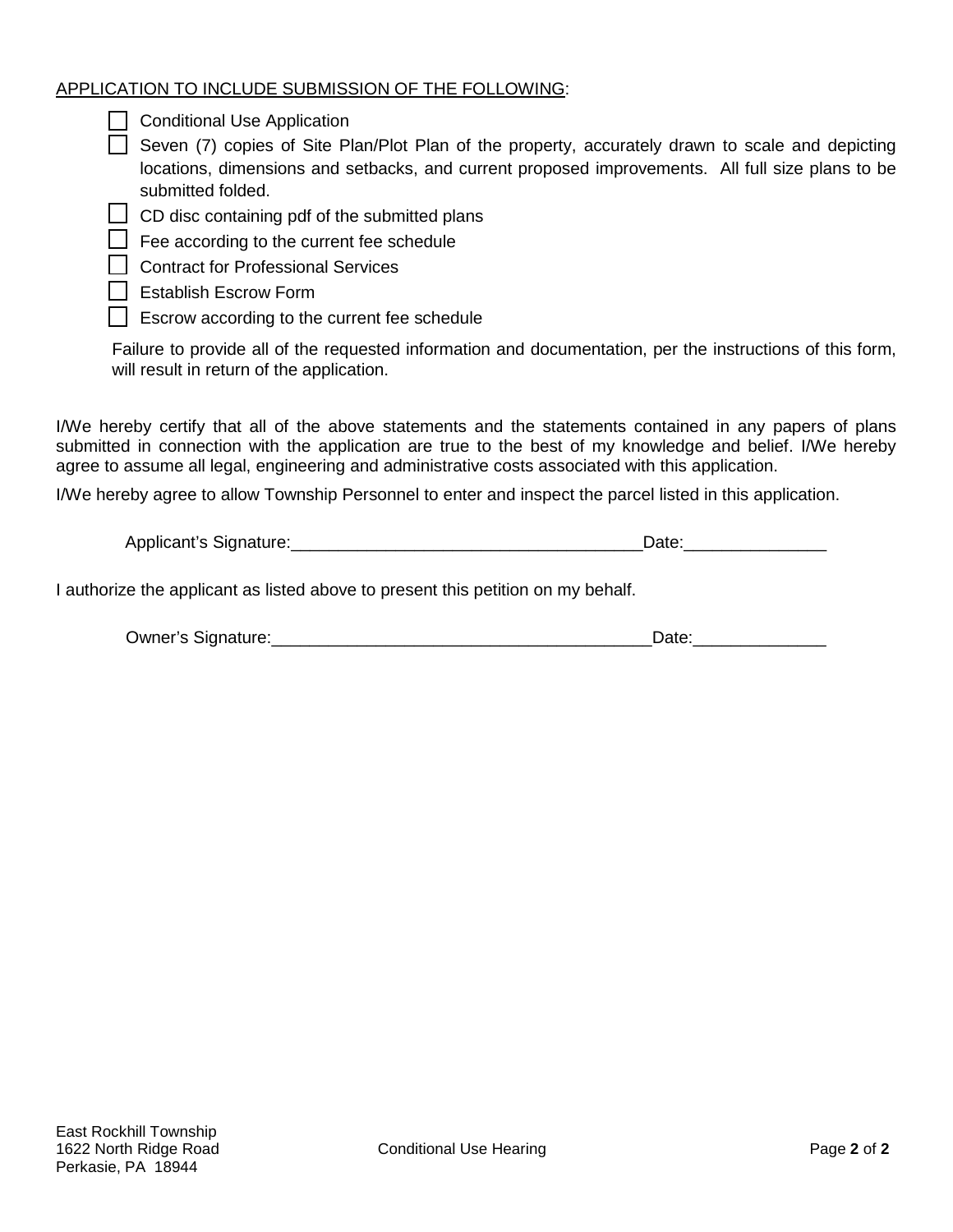<u>APPLICATION TO INCLUDE SUBMISSION OF THE FOLLOWING</u>:

- [ ] Conditional Use Application
- [ ] Seven (7) copies of Site Plan/Plot Plan of the property, accurately drawn to scale and depicting locations, dimensions and setbacks, and current proposed improvements. All full size plans to be submitted folded.
- [ ] CD disc containing pdf of the submitted plans
- [ ] Fee according to the current fee schedule
- [ ] Contract for Professional Services
- [ ] Establish Escrow Form
- [ ] Escrow according to the current fee schedule

Failure to provide all of the requested information and documentation, per the instructions of this form, will result in return of the application.

I/We hereby certify that all of the above statements and the statements contained in any papers of plans submitted in connection with the application are true to the best of my knowledge and belief. I/We hereby agree to assume all legal, engineering and administrative costs associated with this application.

I/We hereby agree to allow Township Personnel to enter and inspect the parcel listed in this application.

Applicant's Signature:_____________________________________Date:_______________

I authorize the applicant as listed above to present this petition on my behalf.

Owner's Signature:________________________________________Date:______________

East Rockhill Township
1622 North Ridge Road
Perkasie, PA 18944

Conditional Use Hearing